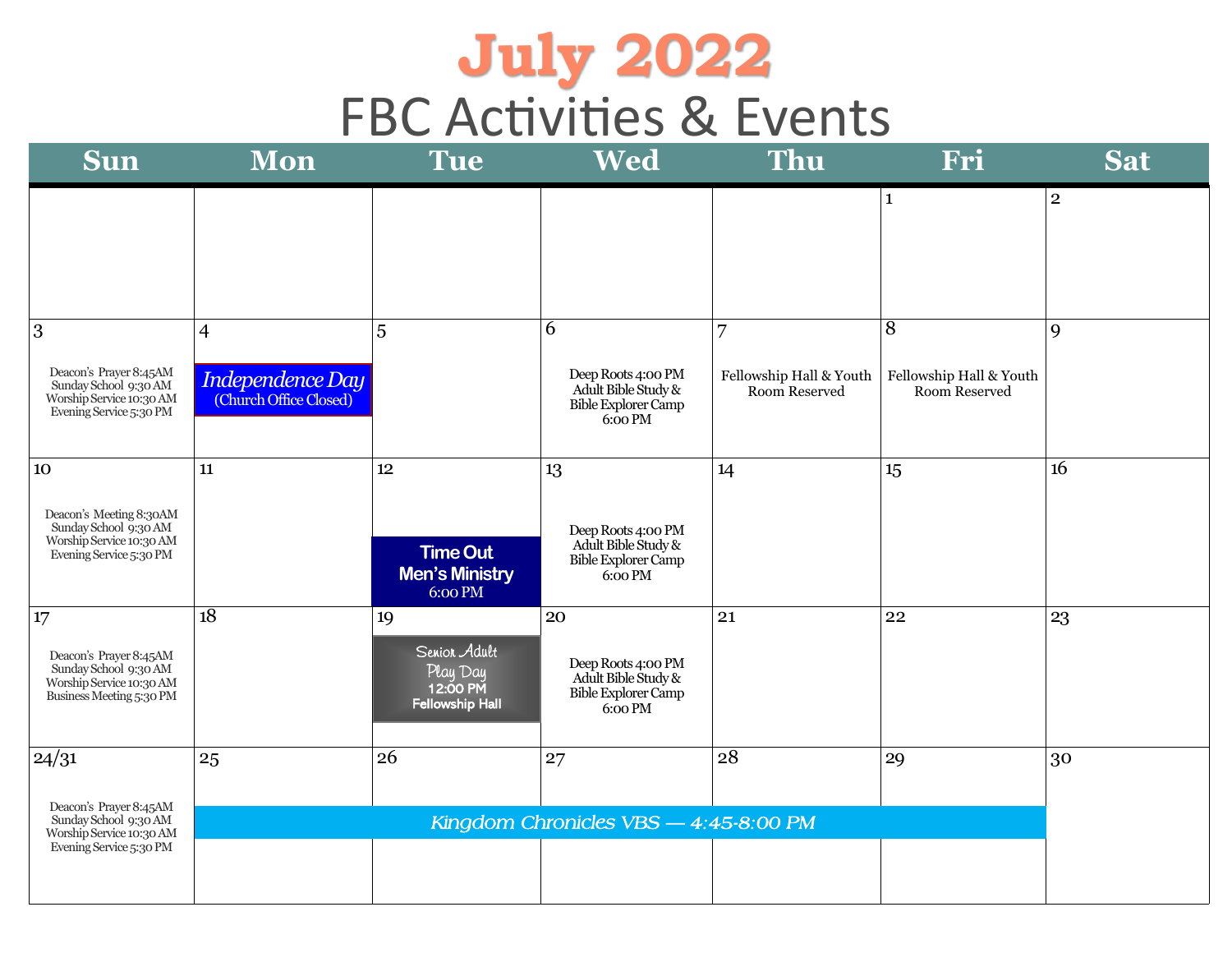# July 2022

## FBC Activities & Events

| Sun | Mon | Tue | Wed | Thu | Fri | Sat |
|---|---|---|---|---|---|---|
| | | | | | 1 | 2 |
| 3<br>Deacon's Prayer 8:45AM<br>Sunday School 9:30 AM<br>Worship Service 10:30 AM<br>Evening Service 5:30 PM | 4<br>*Independence Day*<br>(Church Office Closed) | 5 | 6<br>Deep Roots 4:00 PM<br>Adult Bible Study & Bible Explorer Camp 6:00 PM | 7<br>Fellowship Hall & Youth Room Reserved | 8<br>Fellowship Hall & Youth Room Reserved | 9 |
| 10<br>Deacon's Meeting 8:30AM<br>Sunday School 9:30 AM<br>Worship Service 10:30 AM<br>Evening Service 5:30 PM | 11 | 12<br>**Time Out Men's Ministry**<br>6:00 PM | 13<br>Deep Roots 4:00 PM<br>Adult Bible Study & Bible Explorer Camp 6:00 PM | 14 | 15 | 16 |
| 17<br>Deacon's Prayer 8:45AM<br>Sunday School 9:30 AM<br>Worship Service 10:30 AM<br>Business Meeting 5:30 PM | 18 | 19<br>Senior Adult Play Day<br>**12:00 PM**<br>**Fellowship Hall** | 20<br>Deep Roots 4:00 PM<br>Adult Bible Study & Bible Explorer Camp 6:00 PM | 21 | 22 | 23 |
| 24/31<br>Deacon's Prayer 8:45AM<br>Sunday School 9:30 AM<br>Worship Service 10:30 AM<br>Evening Service 5:30 PM | 25<br>*Kingdom Chronicles VBS — 4:45-8:00 PM* | 26<br>*Kingdom Chronicles VBS — 4:45-8:00 PM* | 27<br>*Kingdom Chronicles VBS — 4:45-8:00 PM* | 28<br>*Kingdom Chronicles VBS — 4:45-8:00 PM* | 29<br>*Kingdom Chronicles VBS — 4:45-8:00 PM* | 30 |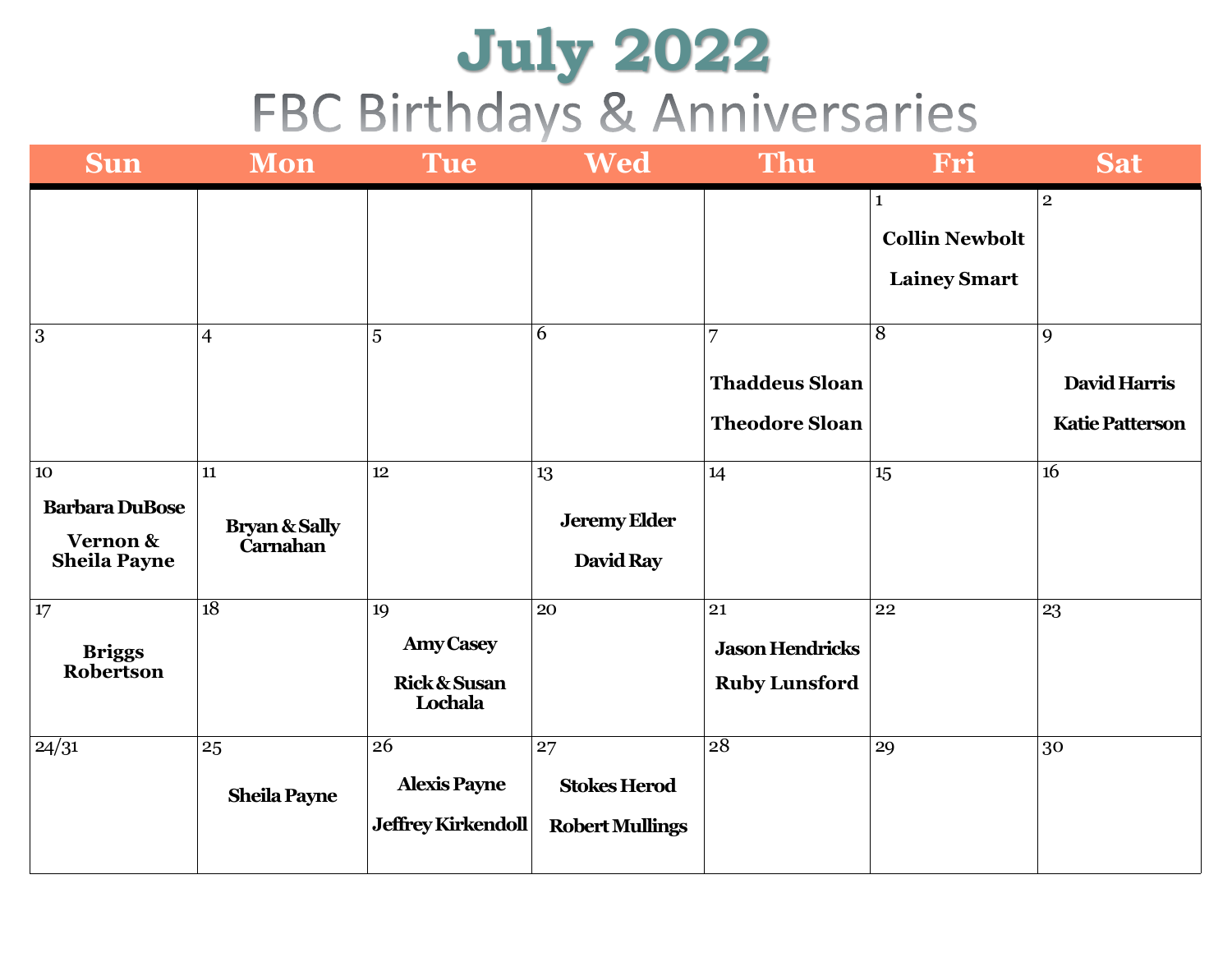# July 2022

## FBC Birthdays & Anniversaries

| Sun | Mon | Tue | Wed | Thu | Fri | Sat |
|---|---|---|---|---|---|---|
| | | | | | 1 **Collin Newbolt** **Lainey Smart** | 2 |
| 3 | 4 | 5 | 6 | 7 **Thaddeus Sloan** **Theodore Sloan** | 8 | 9 **David Harris** **Katie Patterson** |
| 10 **Barbara DuBose** **Vernon & Sheila Payne** | 11 **Bryan & Sally Carnahan** | 12 | 13 **Jeremy Elder** **David Ray** | 14 | 15 | 16 |
| 17 **Briggs Robertson** | 18 | 19 **Amy Casey** **Rick & Susan Lochala** | 20 | 21 **Jason Hendricks** **Ruby Lunsford** | 22 | 23 |
| 24/31 | 25 **Sheila Payne** | 26 **Alexis Payne** **Jeffrey Kirkendoll** | 27 **Stokes Herod** **Robert Mullings** | 28 | 29 | 30 |